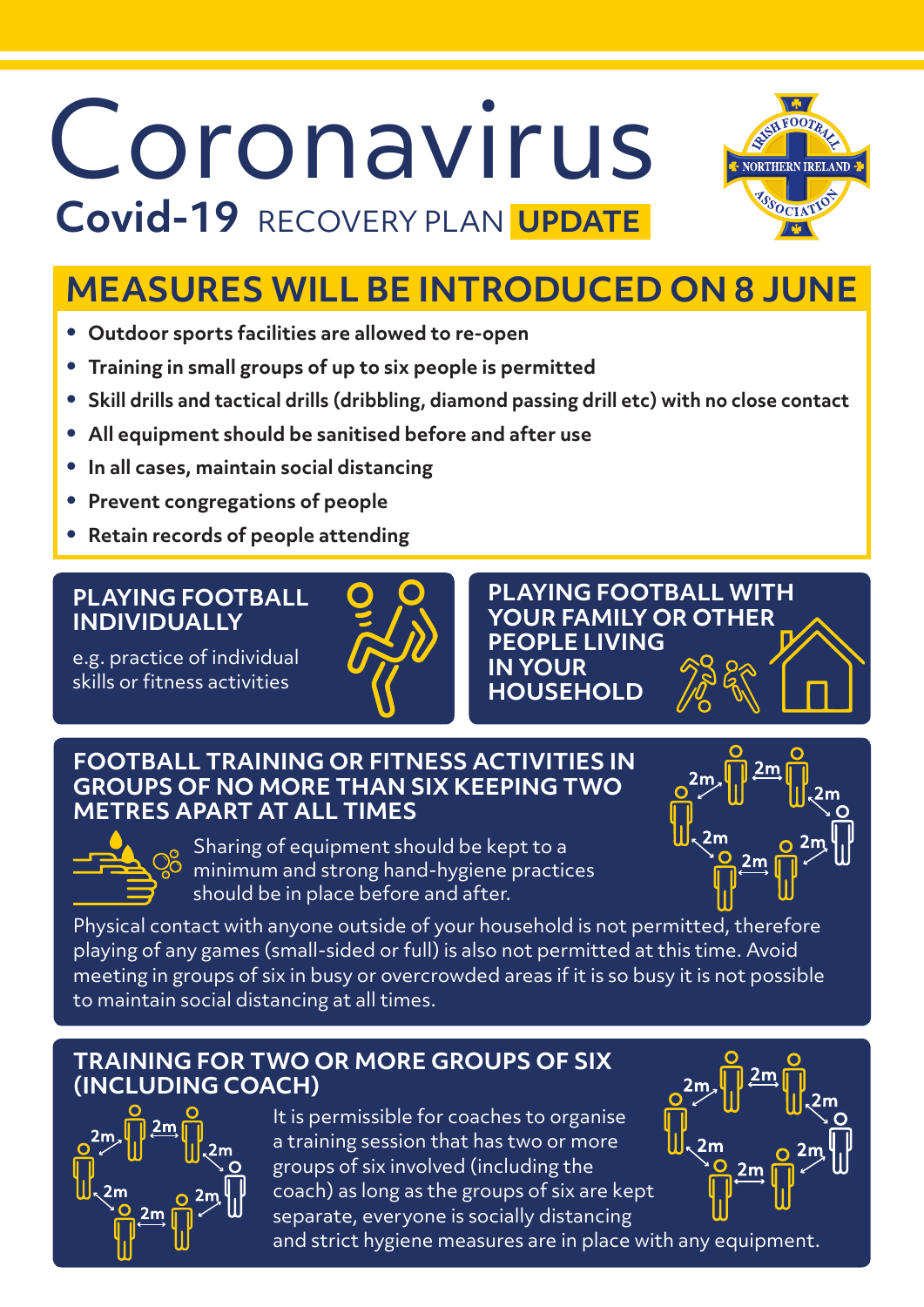# Coronavirus

## Covid-19 RECOVERY PLAN **UPDATE**

## MEASURES WILL BE INTRODUCED ON 8 JUNE

- **Outdoor sports facilities are allowed to re-open**
- **Training in small groups of up to six people is permitted**
- **Skill drills and tactical drills (dribbling, diamond passing drill etc) with no close contact**
- **All equipment should be sanitised before and after use**
- **In all cases, maintain social distancing**
- **Prevent congregations of people**
- **Retain records of people attending**

### PLAYING FOOTBALL INDIVIDUALLY

e.g. practice of individual skills or fitness activities

### PLAYING FOOTBALL WITH YOUR FAMILY OR OTHER PEOPLE LIVING IN YOUR HOUSEHOLD

### FOOTBALL TRAINING OR FITNESS ACTIVITIES IN GROUPS OF NO MORE THAN SIX KEEPING TWO METRES APART AT ALL TIMES

Sharing of equipment should be kept to a minimum and strong hand-hygiene practices should be in place before and after.

Physical contact with anyone outside of your household is not permitted, therefore playing of any games (small-sided or full) is also not permitted at this time. Avoid meeting in groups of six in busy or overcrowded areas if it is so busy it is not possible to maintain social distancing at all times.

### TRAINING FOR TWO OR MORE GROUPS OF SIX (INCLUDING COACH)

It is permissible for coaches to organise a training session that has two or more groups of six involved (including the coach) as long as the groups of six are kept separate, everyone is socially distancing and strict hygiene measures are in place with any equipment.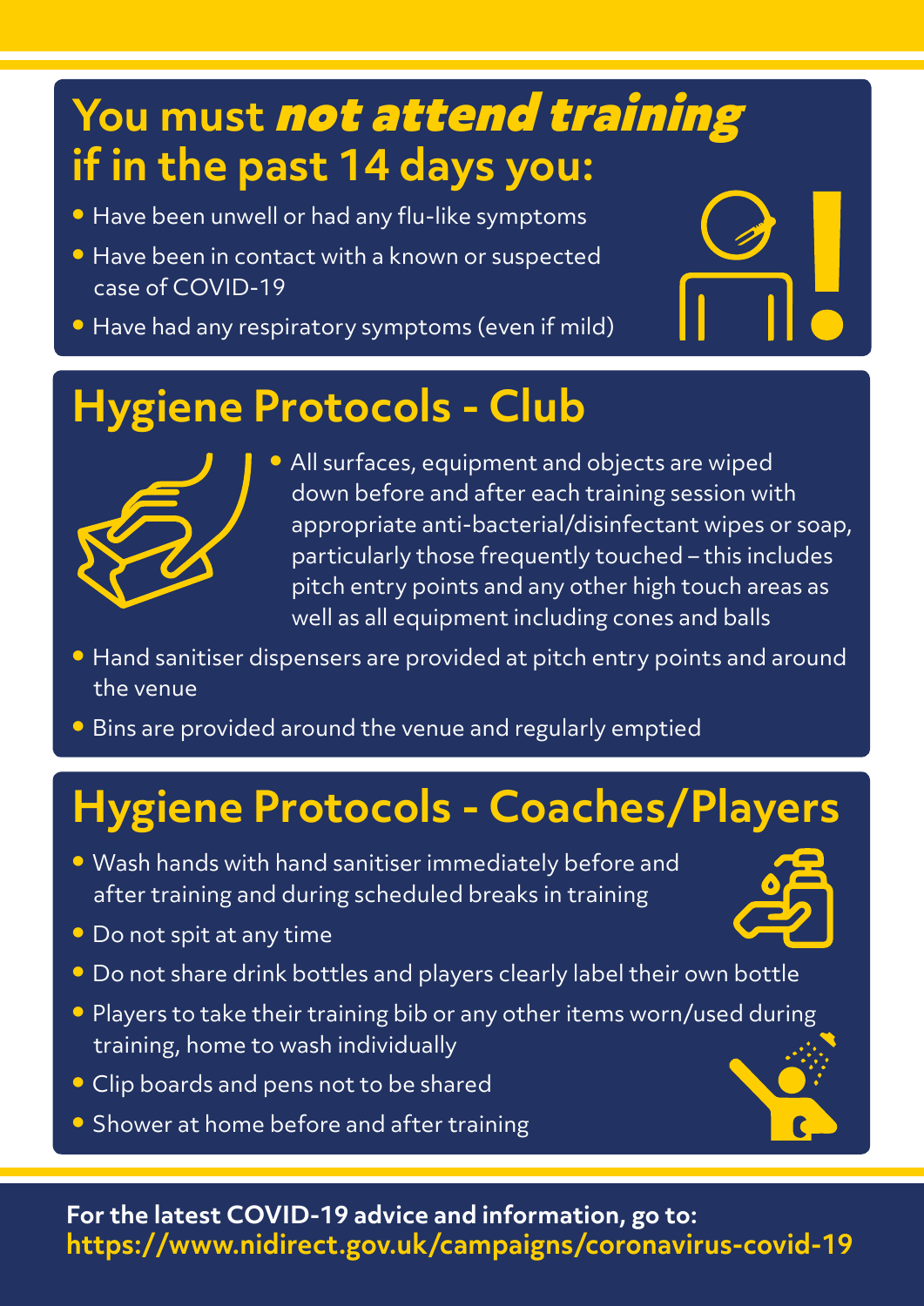## You must *not attend training* if in the past 14 days you:

- Have been unwell or had any flu-like symptoms
- Have been in contact with a known or suspected case of COVID-19
- Have had any respiratory symptoms (even if mild)

## Hygiene Protocols - Club

- All surfaces, equipment and objects are wiped down before and after each training session with appropriate anti-bacterial/disinfectant wipes or soap, particularly those frequently touched – this includes pitch entry points and any other high touch areas as well as all equipment including cones and balls
- Hand sanitiser dispensers are provided at pitch entry points and around the venue
- Bins are provided around the venue and regularly emptied

## Hygiene Protocols - Coaches/Players

- Wash hands with hand sanitiser immediately before and after training and during scheduled breaks in training
- Do not spit at any time
- Do not share drink bottles and players clearly label their own bottle
- Players to take their training bib or any other items worn/used during training, home to wash individually
- Clip boards and pens not to be shared
- Shower at home before and after training

**For the latest COVID-19 advice and information, go to:**
**https://www.nidirect.gov.uk/campaigns/coronavirus-covid-19**